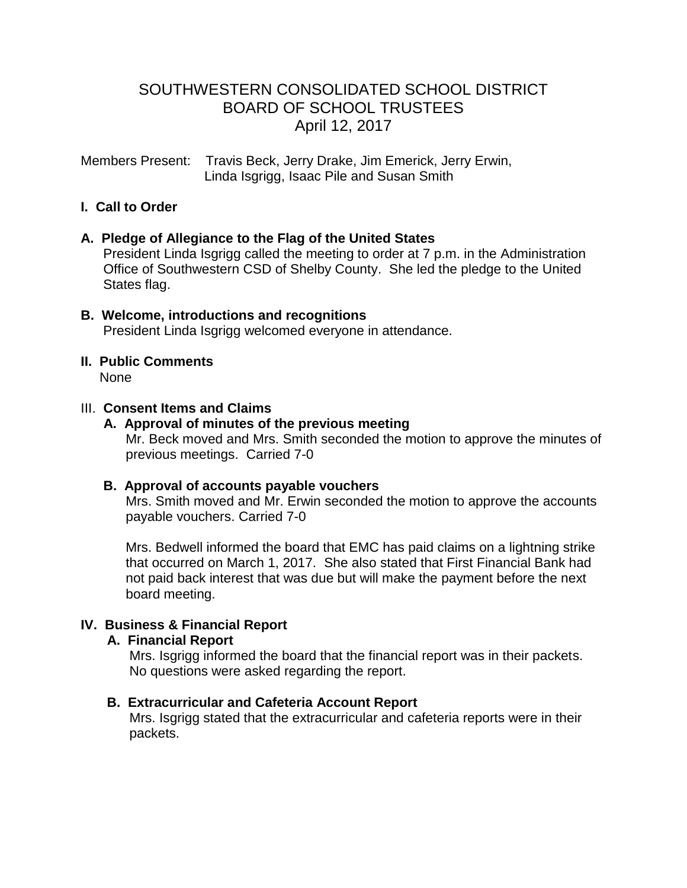# SOUTHWESTERN CONSOLIDATED SCHOOL DISTRICT
# BOARD OF SCHOOL TRUSTEES
# April 12, 2017

Members Present: Travis Beck, Jerry Drake, Jim Emerick, Jerry Erwin, Linda Isgrigg, Isaac Pile and Susan Smith

## I. Call to Order

### A. Pledge of Allegiance to the Flag of the United States

President Linda Isgrigg called the meeting to order at 7 p.m. in the Administration Office of Southwestern CSD of Shelby County. She led the pledge to the United States flag.

### B. Welcome, introductions and recognitions

President Linda Isgrigg welcomed everyone in attendance.

## II. Public Comments

None

## III. Consent Items and Claims

### A. Approval of minutes of the previous meeting

Mr. Beck moved and Mrs. Smith seconded the motion to approve the minutes of previous meetings. Carried 7-0

### B. Approval of accounts payable vouchers

Mrs. Smith moved and Mr. Erwin seconded the motion to approve the accounts payable vouchers. Carried 7-0

Mrs. Bedwell informed the board that EMC has paid claims on a lightning strike that occurred on March 1, 2017. She also stated that First Financial Bank had not paid back interest that was due but will make the payment before the next board meeting.

## IV. Business & Financial Report

### A. Financial Report

Mrs. Isgrigg informed the board that the financial report was in their packets. No questions were asked regarding the report.

### B. Extracurricular and Cafeteria Account Report

Mrs. Isgrigg stated that the extracurricular and cafeteria reports were in their packets.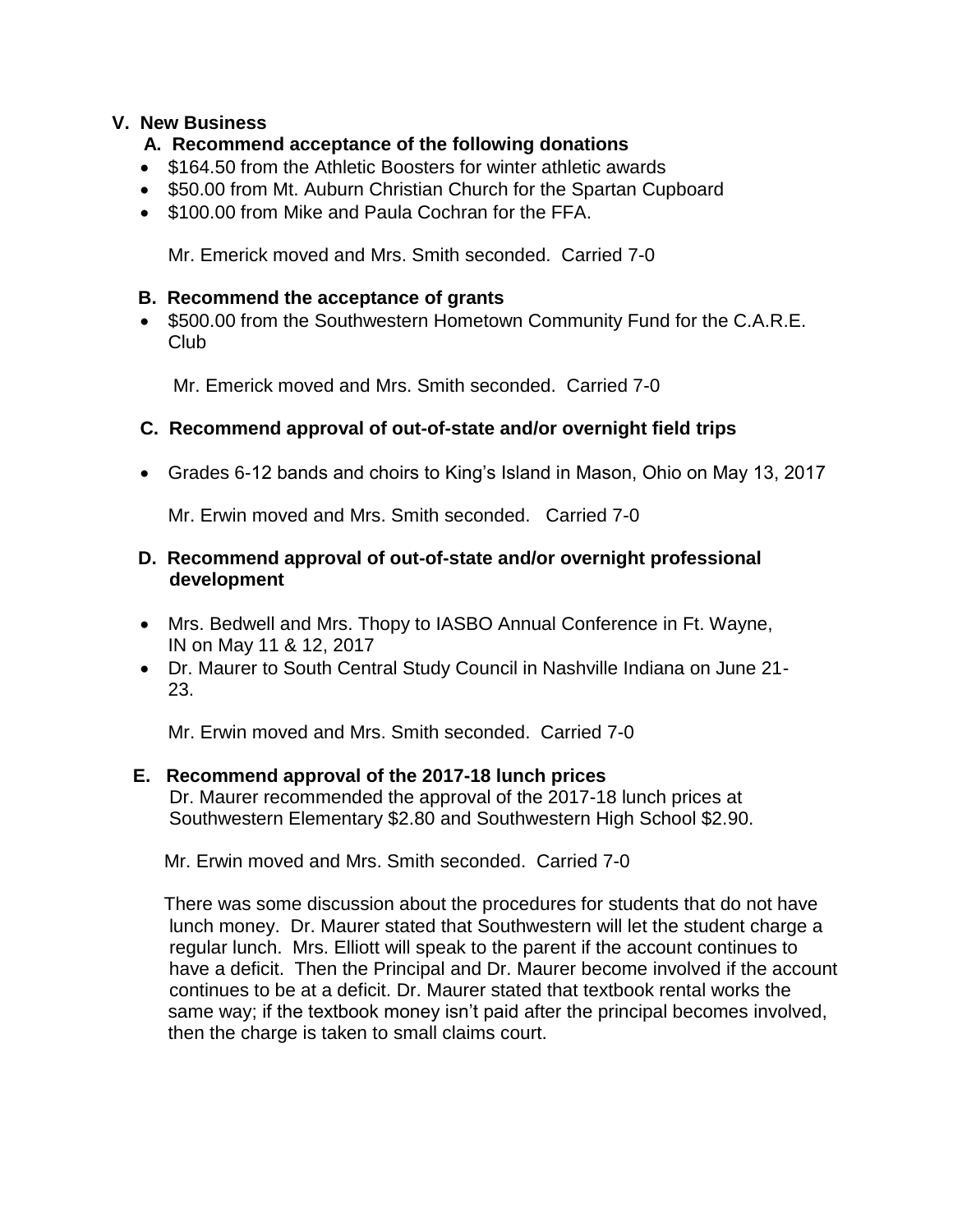## V. New Business

### A. Recommend acceptance of the following donations

- $164.50 from the Athletic Boosters for winter athletic awards
- $50.00 from Mt. Auburn Christian Church for the Spartan Cupboard
- $100.00 from Mike and Paula Cochran for the FFA.

Mr. Emerick moved and Mrs. Smith seconded. Carried 7-0

### B. Recommend the acceptance of grants

- $500.00 from the Southwestern Hometown Community Fund for the C.A.R.E. Club

Mr. Emerick moved and Mrs. Smith seconded. Carried 7-0

### C. Recommend approval of out-of-state and/or overnight field trips

- Grades 6-12 bands and choirs to King's Island in Mason, Ohio on May 13, 2017

Mr. Erwin moved and Mrs. Smith seconded. Carried 7-0

### D. Recommend approval of out-of-state and/or overnight professional development

- Mrs. Bedwell and Mrs. Thopy to IASBO Annual Conference in Ft. Wayne, IN on May 11 & 12, 2017
- Dr. Maurer to South Central Study Council in Nashville Indiana on June 21-23.

Mr. Erwin moved and Mrs. Smith seconded. Carried 7-0

### E. Recommend approval of the 2017-18 lunch prices

Dr. Maurer recommended the approval of the 2017-18 lunch prices at Southwestern Elementary $2.80 and Southwestern High School $2.90.

Mr. Erwin moved and Mrs. Smith seconded. Carried 7-0

There was some discussion about the procedures for students that do not have lunch money. Dr. Maurer stated that Southwestern will let the student charge a regular lunch. Mrs. Elliott will speak to the parent if the account continues to have a deficit. Then the Principal and Dr. Maurer become involved if the account continues to be at a deficit. Dr. Maurer stated that textbook rental works the same way; if the textbook money isn't paid after the principal becomes involved, then the charge is taken to small claims court.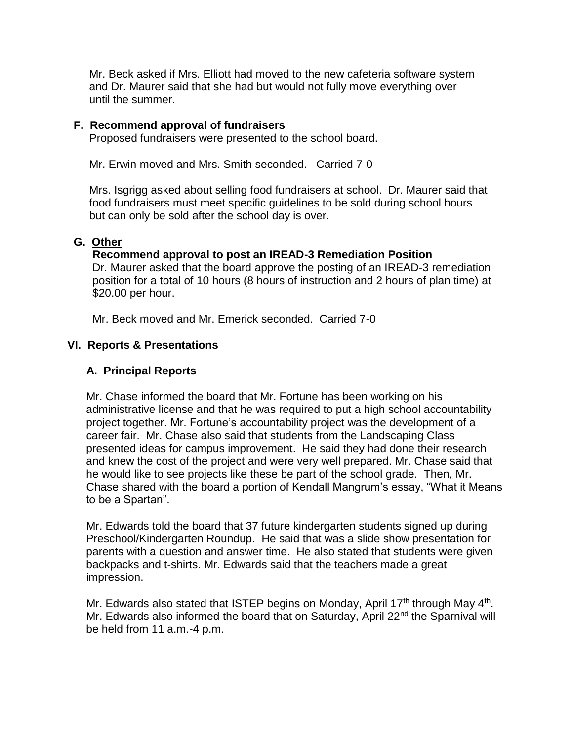Mr. Beck asked if Mrs. Elliott had moved to the new cafeteria software system and Dr. Maurer said that she had but would not fully move everything over until the summer.

**F. Recommend approval of fundraisers**

Proposed fundraisers were presented to the school board.

Mr. Erwin moved and Mrs. Smith seconded. Carried 7-0

Mrs. Isgrigg asked about selling food fundraisers at school. Dr. Maurer said that food fundraisers must meet specific guidelines to be sold during school hours but can only be sold after the school day is over.

**G. Other**

**Recommend approval to post an IREAD-3 Remediation Position**

Dr. Maurer asked that the board approve the posting of an IREAD-3 remediation position for a total of 10 hours (8 hours of instruction and 2 hours of plan time) at $20.00 per hour.

Mr. Beck moved and Mr. Emerick seconded. Carried 7-0

## VI. Reports & Presentations

### A. Principal Reports

Mr. Chase informed the board that Mr. Fortune has been working on his administrative license and that he was required to put a high school accountability project together. Mr. Fortune's accountability project was the development of a career fair. Mr. Chase also said that students from the Landscaping Class presented ideas for campus improvement. He said they had done their research and knew the cost of the project and were very well prepared. Mr. Chase said that he would like to see projects like these be part of the school grade. Then, Mr. Chase shared with the board a portion of Kendall Mangrum's essay, "What it Means to be a Spartan".

Mr. Edwards told the board that 37 future kindergarten students signed up during Preschool/Kindergarten Roundup. He said that was a slide show presentation for parents with a question and answer time. He also stated that students were given backpacks and t-shirts. Mr. Edwards said that the teachers made a great impression.

Mr. Edwards also stated that ISTEP begins on Monday, April 17th through May 4th. Mr. Edwards also informed the board that on Saturday, April 22nd the Sparnival will be held from 11 a.m.-4 p.m.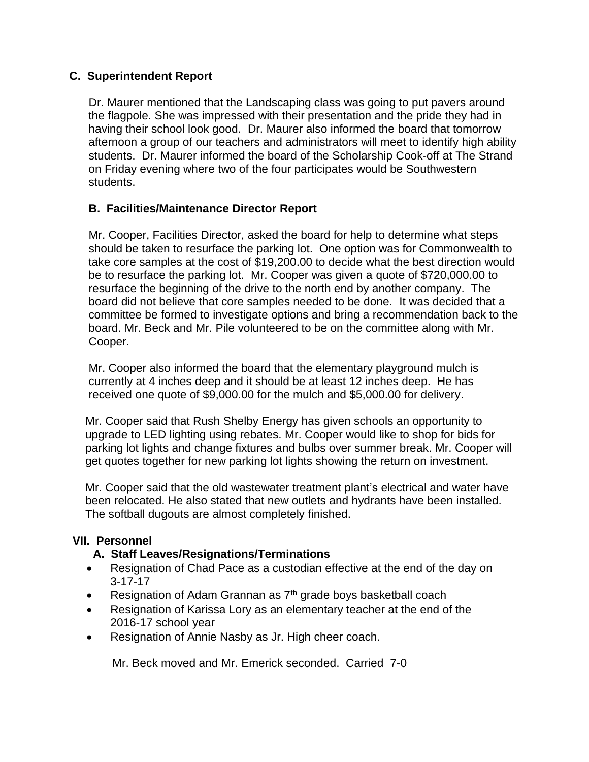### C. Superintendent Report

Dr. Maurer mentioned that the Landscaping class was going to put pavers around the flagpole. She was impressed with their presentation and the pride they had in having their school look good. Dr. Maurer also informed the board that tomorrow afternoon a group of our teachers and administrators will meet to identify high ability students. Dr. Maurer informed the board of the Scholarship Cook-off at The Strand on Friday evening where two of the four participates would be Southwestern students.

### B. Facilities/Maintenance Director Report

Mr. Cooper, Facilities Director, asked the board for help to determine what steps should be taken to resurface the parking lot. One option was for Commonwealth to take core samples at the cost of $19,200.00 to decide what the best direction would be to resurface the parking lot. Mr. Cooper was given a quote of $720,000.00 to resurface the beginning of the drive to the north end by another company. The board did not believe that core samples needed to be done. It was decided that a committee be formed to investigate options and bring a recommendation back to the board. Mr. Beck and Mr. Pile volunteered to be on the committee along with Mr. Cooper.

Mr. Cooper also informed the board that the elementary playground mulch is currently at 4 inches deep and it should be at least 12 inches deep. He has received one quote of $9,000.00 for the mulch and $5,000.00 for delivery.

Mr. Cooper said that Rush Shelby Energy has given schools an opportunity to upgrade to LED lighting using rebates. Mr. Cooper would like to shop for bids for parking lot lights and change fixtures and bulbs over summer break. Mr. Cooper will get quotes together for new parking lot lights showing the return on investment.

Mr. Cooper said that the old wastewater treatment plant's electrical and water have been relocated. He also stated that new outlets and hydrants have been installed. The softball dugouts are almost completely finished.

## VII. Personnel

### A. Staff Leaves/Resignations/Terminations

- Resignation of Chad Pace as a custodian effective at the end of the day on 3-17-17
- Resignation of Adam Grannan as 7th grade boys basketball coach
- Resignation of Karissa Lory as an elementary teacher at the end of the 2016-17 school year
- Resignation of Annie Nasby as Jr. High cheer coach.

Mr. Beck moved and Mr. Emerick seconded. Carried 7-0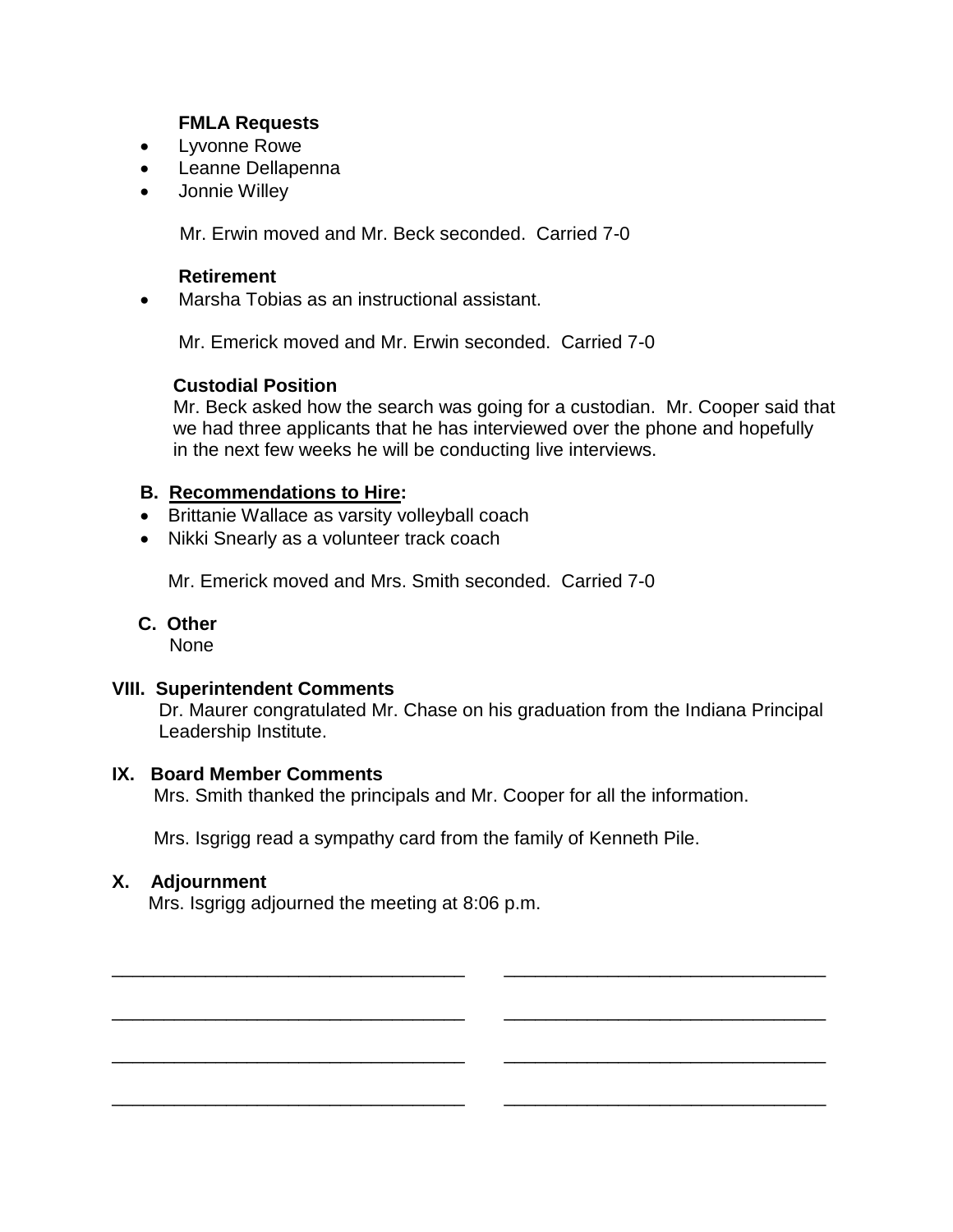**FMLA Requests**

- Lyvonne Rowe
- Leanne Dellapenna
- Jonnie Willey

Mr. Erwin moved and Mr. Beck seconded. Carried 7-0

**Retirement**

- Marsha Tobias as an instructional assistant.

Mr. Emerick moved and Mr. Erwin seconded. Carried 7-0

**Custodial Position**

Mr. Beck asked how the search was going for a custodian. Mr. Cooper said that we had three applicants that he has interviewed over the phone and hopefully in the next few weeks he will be conducting live interviews.

**B. Recommendations to Hire:**

- Brittanie Wallace as varsity volleyball coach
- Nikki Snearly as a volunteer track coach

Mr. Emerick moved and Mrs. Smith seconded. Carried 7-0

**C. Other**

None

## VIII. Superintendent Comments

Dr. Maurer congratulated Mr. Chase on his graduation from the Indiana Principal Leadership Institute.

## IX. Board Member Comments

Mrs. Smith thanked the principals and Mr. Cooper for all the information.

Mrs. Isgrigg read a sympathy card from the family of Kenneth Pile.

## X. Adjournment

Mrs. Isgrigg adjourned the meeting at 8:06 p.m.

_________________________________ _________________________________

_________________________________ _________________________________

_________________________________ _________________________________

_________________________________ _________________________________